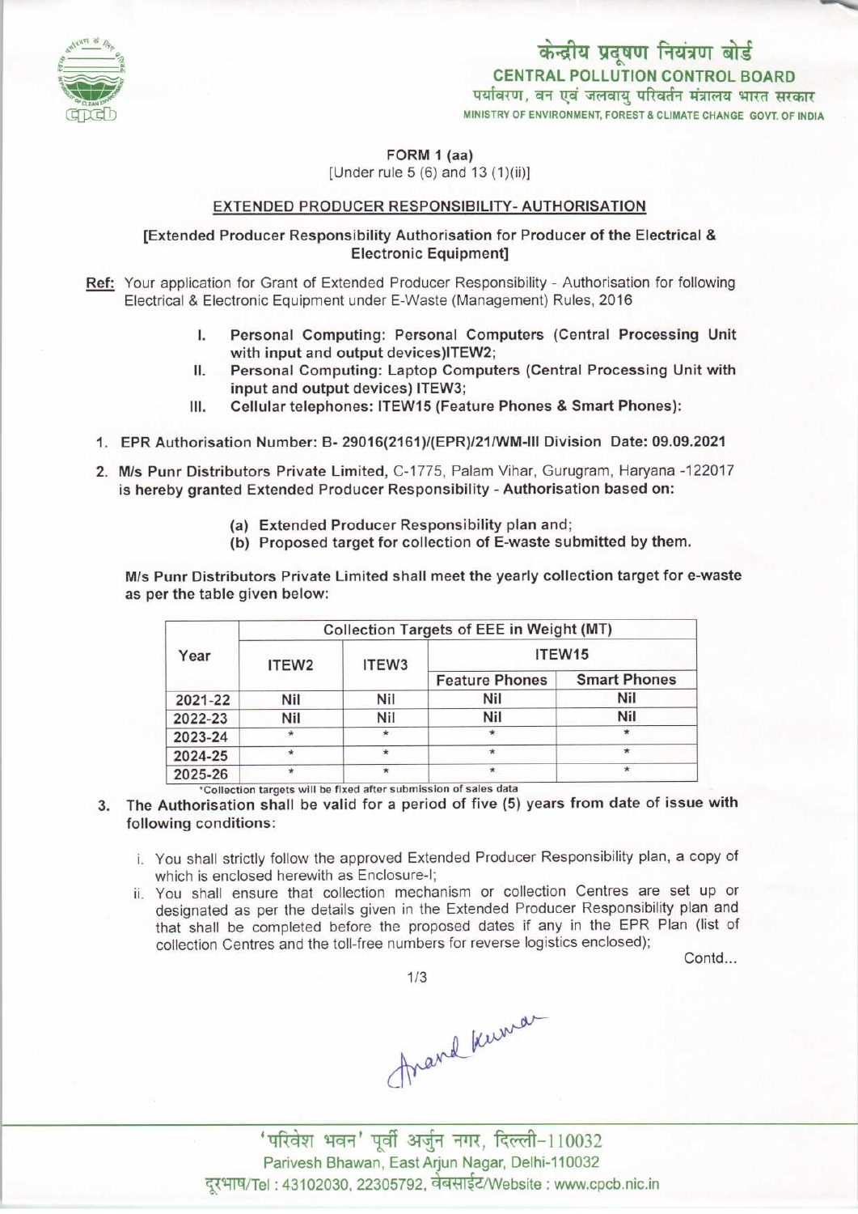केन्द्रीय प्रदूषण नियंत्रण बोर्ड
**CENTRAL POLLUTION CONTROL BOARD**
पर्यावरण, वन एवं जलवायु परिवर्तन मंत्रालय भारत सरकार
MINISTRY OF ENVIRONMENT, FOREST & CLIMATE CHANGE GOVT. OF INDIA

**FORM 1 (aa)**
[Under rule 5 (6) and 13 (1)(ii)]

**EXTENDED PRODUCER RESPONSIBILITY- AUTHORISATION**

**[Extended Producer Responsibility Authorisation for Producer of the Electrical & Electronic Equipment]**

**Ref:** Your application for Grant of Extended Producer Responsibility - Authorisation for following Electrical & Electronic Equipment under E-Waste (Management) Rules, 2016

I. **Personal Computing: Personal Computers (Central Processing Unit with input and output devices)ITEW2;**
II. **Personal Computing: Laptop Computers (Central Processing Unit with input and output devices) ITEW3;**
III. **Cellular telephones: ITEW15 (Feature Phones & Smart Phones):**

1. **EPR Authorisation Number: B- 29016(2161)/(EPR)/21/WM-III Division Date: 09.09.2021**

2. **M/s Punr Distributors Private Limited,** C-1775, Palam Vihar, Gurugram, Haryana -122017 **is hereby granted Extended Producer Responsibility - Authorisation based on:**

   (a) **Extended Producer Responsibility plan and;**
   (b) **Proposed target for collection of E-waste submitted by them.**

**M/s Punr Distributors Private Limited shall meet the yearly collection target for e-waste as per the table given below:**

| Year | Collection Targets of EEE in Weight (MT) | | | |
|---|---|---|---|---|
| | ITEW2 | ITEW3 | ITEW15 | |
| | | | Feature Phones | Smart Phones |
| 2021-22 | Nil | Nil | Nil | Nil |
| 2022-23 | Nil | Nil | Nil | Nil |
| 2023-24 | * | * | * | * |
| 2024-25 | * | * | * | * |
| 2025-26 | * | * | * | * |

*Collection targets will be fixed after submission of sales data

3. **The Authorisation shall be valid for a period of five (5) years from date of issue with following conditions:**

   i. You shall strictly follow the approved Extended Producer Responsibility plan, a copy of which is enclosed herewith as Enclosure-I;
   ii. You shall ensure that collection mechanism or collection Centres are set up or designated as per the details given in the Extended Producer Responsibility plan and that shall be completed before the proposed dates if any in the EPR Plan (list of collection Centres and the toll-free numbers for reverse logistics enclosed);

Contd...

Anand Kumar

'परिवेश भवन' पूर्वी अर्जुन नगर, दिल्ली-110032
Parivesh Bhawan, East Arjun Nagar, Delhi-110032
दूरभाष/Tel : 43102030, 22305792, वेबसाईट/Website : www.cpcb.nic.in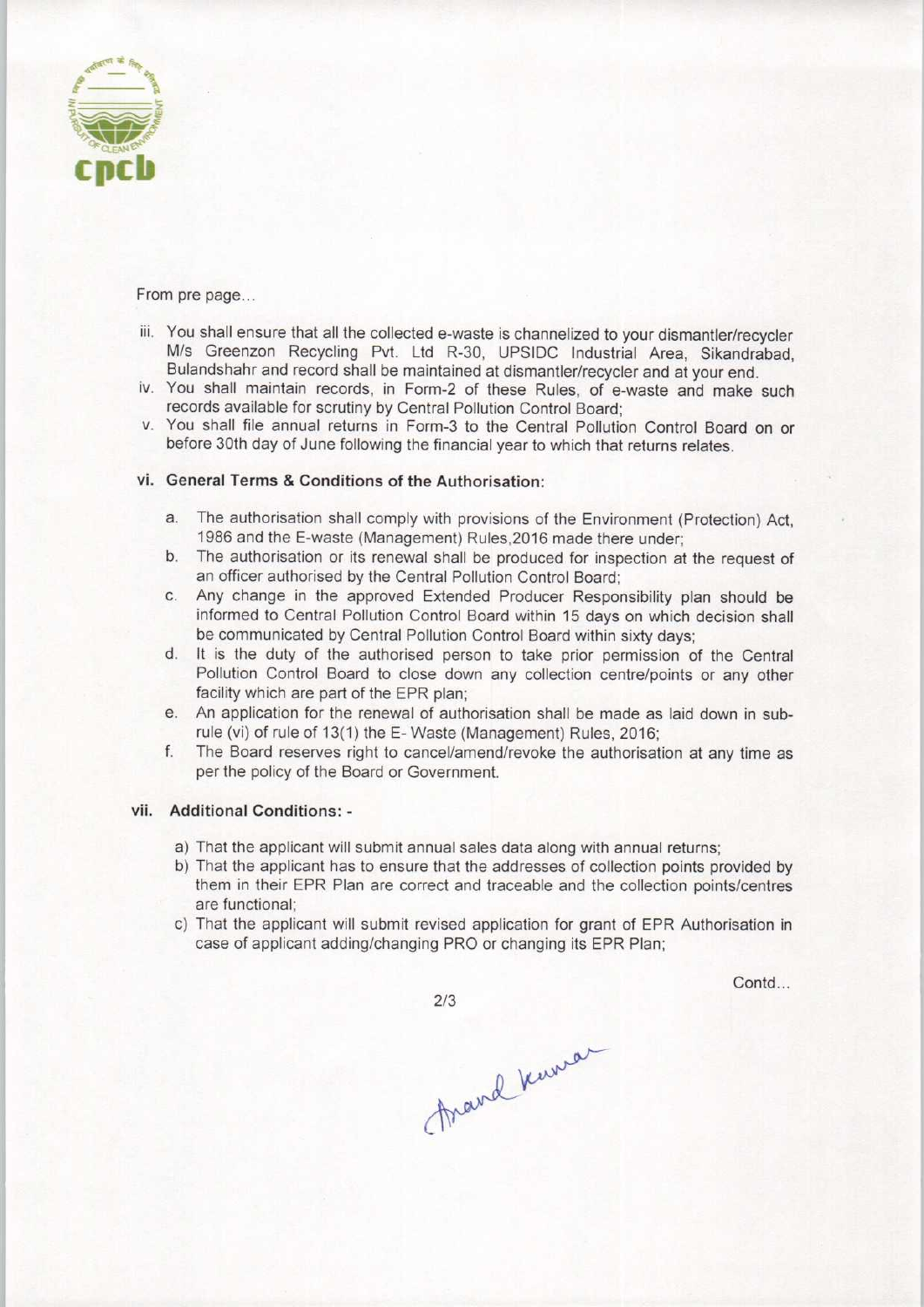From pre page...

iii. You shall ensure that all the collected e-waste is channelized to your dismantler/recycler M/s Greenzon Recycling Pvt. Ltd R-30, UPSIDC Industrial Area, Sikandrabad, Bulandshahr and record shall be maintained at dismantler/recycler and at your end.

iv. You shall maintain records, in Form-2 of these Rules, of e-waste and make such records available for scrutiny by Central Pollution Control Board;

v. You shall file annual returns in Form-3 to the Central Pollution Control Board on or before 30th day of June following the financial year to which that returns relates.

**vi. General Terms & Conditions of the Authorisation:**

a. The authorisation shall comply with provisions of the Environment (Protection) Act, 1986 and the E-waste (Management) Rules,2016 made there under;

b. The authorisation or its renewal shall be produced for inspection at the request of an officer authorised by the Central Pollution Control Board;

c. Any change in the approved Extended Producer Responsibility plan should be informed to Central Pollution Control Board within 15 days on which decision shall be communicated by Central Pollution Control Board within sixty days;

d. It is the duty of the authorised person to take prior permission of the Central Pollution Control Board to close down any collection centre/points or any other facility which are part of the EPR plan;

e. An application for the renewal of authorisation shall be made as laid down in sub-rule (vi) of rule of 13(1) the E- Waste (Management) Rules, 2016;

f. The Board reserves right to cancel/amend/revoke the authorisation at any time as per the policy of the Board or Government.

**vii. Additional Conditions: -**

a) That the applicant will submit annual sales data along with annual returns;

b) That the applicant has to ensure that the addresses of collection points provided by them in their EPR Plan are correct and traceable and the collection points/centres are functional;

c) That the applicant will submit revised application for grant of EPR Authorisation in case of applicant adding/changing PRO or changing its EPR Plan;

Contd...

Anand Kumar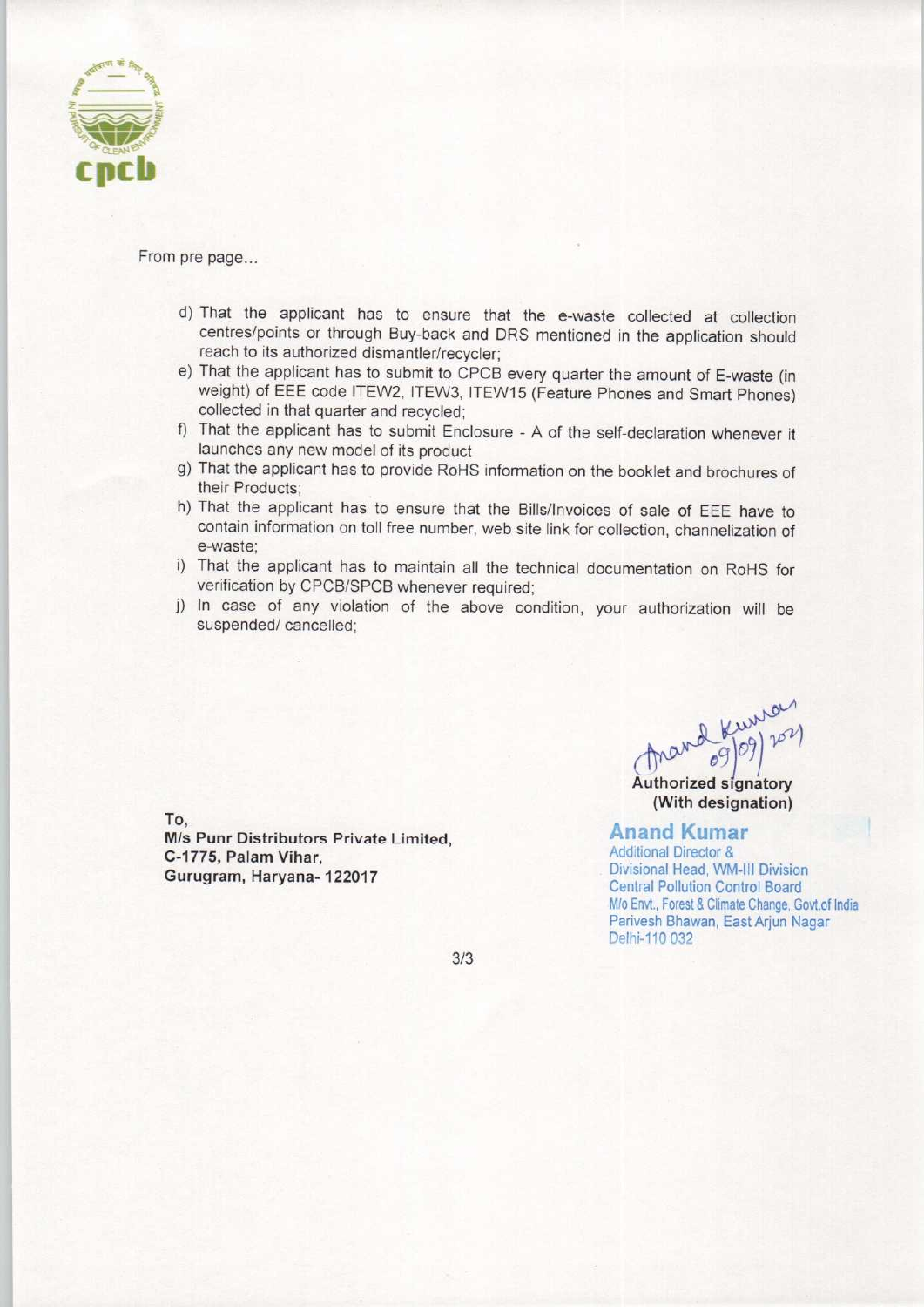From pre page...

d) That the applicant has to ensure that the e-waste collected at collection centres/points or through Buy-back and DRS mentioned in the application should reach to its authorized dismantler/recycler;
e) That the applicant has to submit to CPCB every quarter the amount of E-waste (in weight) of EEE code ITEW2, ITEW3, ITEW15 (Feature Phones and Smart Phones) collected in that quarter and recycled;
f) That the applicant has to submit Enclosure - A of the self-declaration whenever it launches any new model of its product
g) That the applicant has to provide RoHS information on the booklet and brochures of their Products;
h) That the applicant has to ensure that the Bills/Invoices of sale of EEE have to contain information on toll free number, web site link for collection, channelization of e-waste;
i) That the applicant has to maintain all the technical documentation on RoHS for verification by CPCB/SPCB whenever required;
j) In case of any violation of the above condition, your authorization will be suspended/ cancelled;

Anand Kumar 09/09/2021

**Authorized signatory**
**(With designation)**

**Anand Kumar**
Additional Director &
Divisional Head, WM-III Division
Central Pollution Control Board
M/o Envt., Forest & Climate Change, Govt.of India
Parivesh Bhawan, East Arjun Nagar
Delhi-110 032

To,
**M/s Punr Distributors Private Limited,**
**C-1775, Palam Vihar,**
**Gurugram, Haryana- 122017**